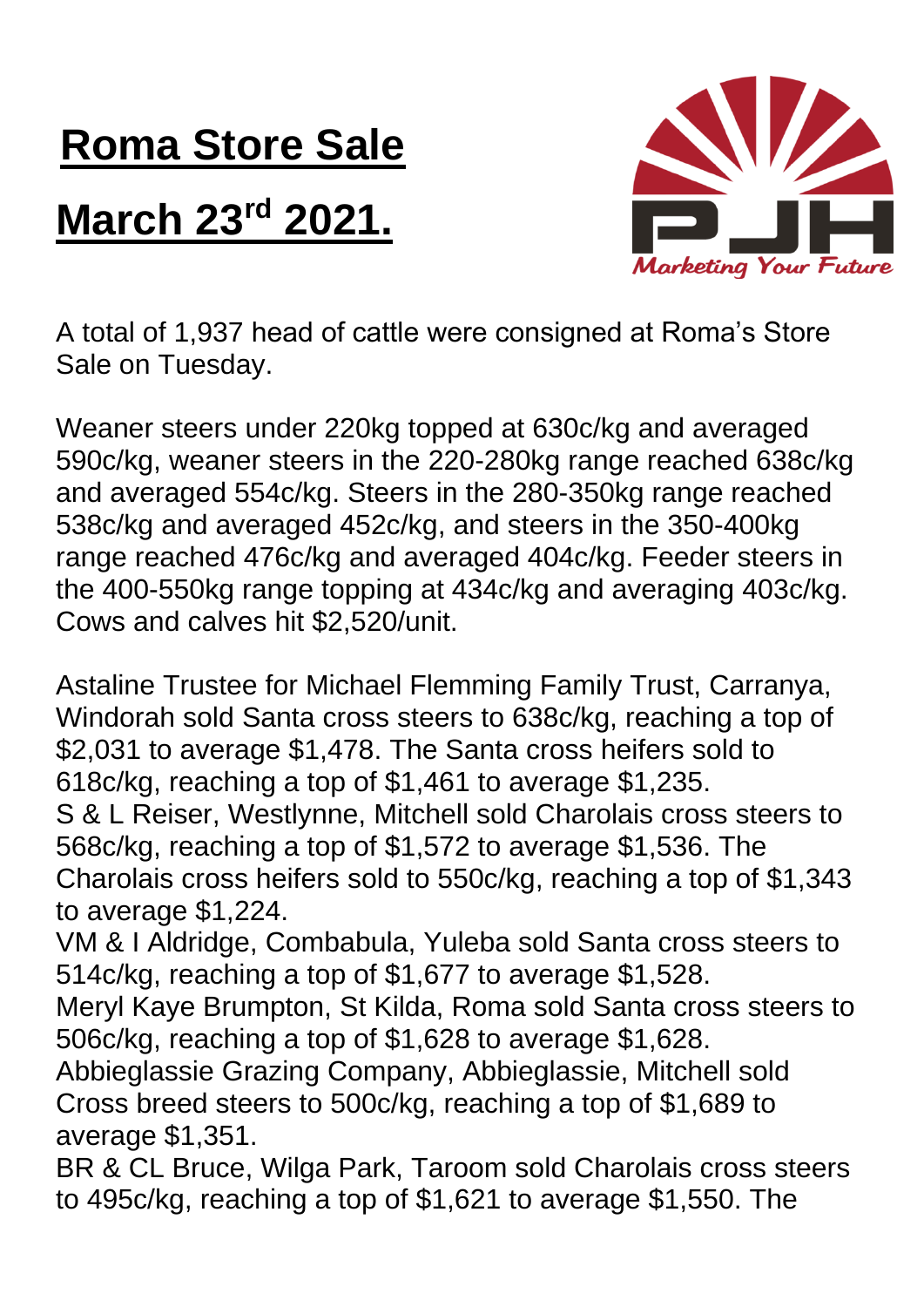# Roma Store Sale

# March 23rd 2021.

PJH Marketing Your Future

A total of 1,937 head of cattle were consigned at Roma's Store Sale on Tuesday.

Weaner steers under 220kg topped at 630c/kg and averaged 590c/kg, weaner steers in the 220-280kg range reached 638c/kg and averaged 554c/kg. Steers in the 280-350kg range reached 538c/kg and averaged 452c/kg, and steers in the 350-400kg range reached 476c/kg and averaged 404c/kg. Feeder steers in the 400-550kg range topping at 434c/kg and averaging 403c/kg. Cows and calves hit $2,520/unit.

Astaline Trustee for Michael Flemming Family Trust, Carranya, Windorah sold Santa cross steers to 638c/kg, reaching a top of $2,031 to average $1,478. The Santa cross heifers sold to 618c/kg, reaching a top of $1,461 to average $1,235.
S & L Reiser, Westlynne, Mitchell sold Charolais cross steers to 568c/kg, reaching a top of $1,572 to average $1,536. The Charolais cross heifers sold to 550c/kg, reaching a top of $1,343 to average $1,224.
VM & I Aldridge, Combabula, Yuleba sold Santa cross steers to 514c/kg, reaching a top of $1,677 to average $1,528.
Meryl Kaye Brumpton, St Kilda, Roma sold Santa cross steers to 506c/kg, reaching a top of $1,628 to average $1,628.
Abbieglassie Grazing Company, Abbieglassie, Mitchell sold Cross breed steers to 500c/kg, reaching a top of $1,689 to average $1,351.
BR & CL Bruce, Wilga Park, Taroom sold Charolais cross steers to 495c/kg, reaching a top of $1,621 to average $1,550. The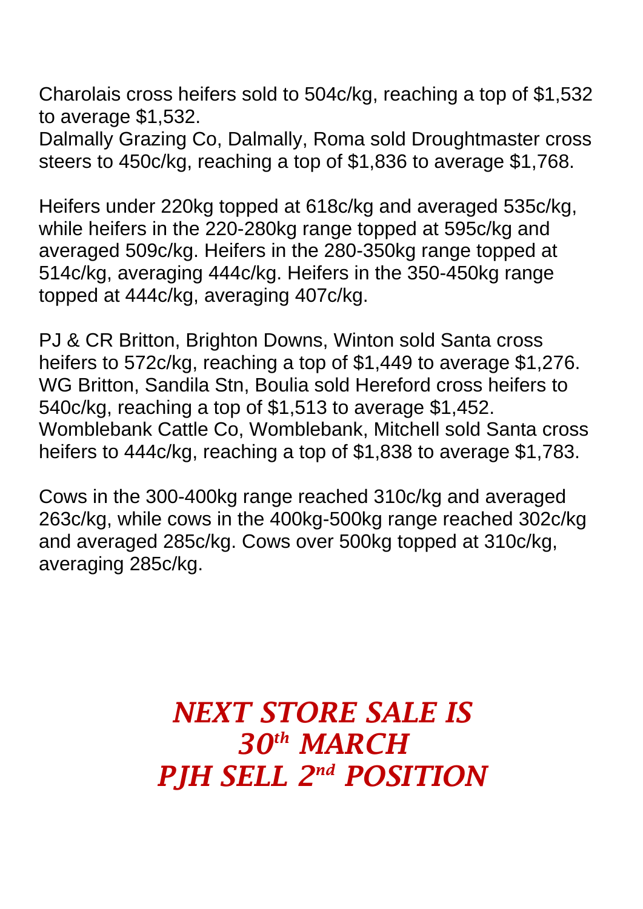Charolais cross heifers sold to 504c/kg, reaching a top of $1,532 to average $1,532.
Dalmally Grazing Co, Dalmally, Roma sold Droughtmaster cross steers to 450c/kg, reaching a top of $1,836 to average $1,768.

Heifers under 220kg topped at 618c/kg and averaged 535c/kg, while heifers in the 220-280kg range topped at 595c/kg and averaged 509c/kg. Heifers in the 280-350kg range topped at 514c/kg, averaging 444c/kg. Heifers in the 350-450kg range topped at 444c/kg, averaging 407c/kg.

PJ & CR Britton, Brighton Downs, Winton sold Santa cross heifers to 572c/kg, reaching a top of $1,449 to average $1,276.
WG Britton, Sandila Stn, Boulia sold Hereford cross heifers to 540c/kg, reaching a top of $1,513 to average $1,452.
Womblebank Cattle Co, Womblebank, Mitchell sold Santa cross heifers to 444c/kg, reaching a top of $1,838 to average $1,783.

Cows in the 300-400kg range reached 310c/kg and averaged 263c/kg, while cows in the 400kg-500kg range reached 302c/kg and averaged 285c/kg. Cows over 500kg topped at 310c/kg, averaging 285c/kg.

***NEXT STORE SALE IS***
***30th MARCH***
***PJH SELL 2nd POSITION***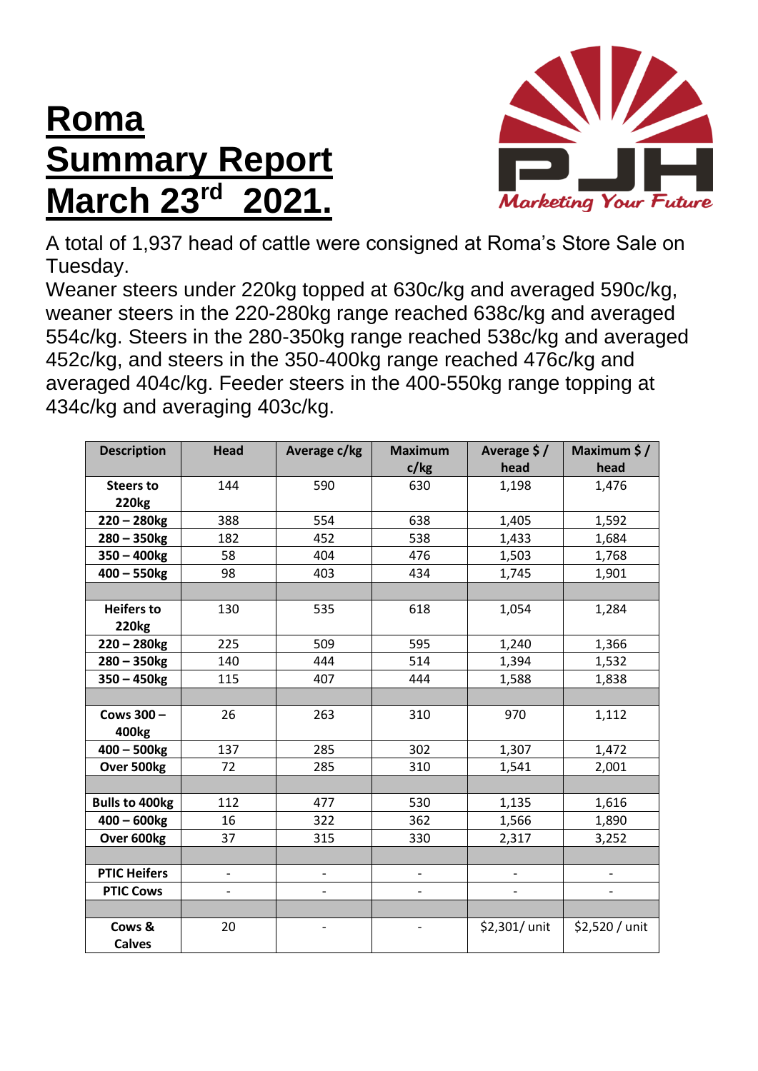# Roma Summary Report March 23rd 2021.

PJH

*Marketing Your Future*

A total of 1,937 head of cattle were consigned at Roma's Store Sale on Tuesday.

Weaner steers under 220kg topped at 630c/kg and averaged 590c/kg, weaner steers in the 220-280kg range reached 638c/kg and averaged 554c/kg. Steers in the 280-350kg range reached 538c/kg and averaged 452c/kg, and steers in the 350-400kg range reached 476c/kg and averaged 404c/kg. Feeder steers in the 400-550kg range topping at 434c/kg and averaging 403c/kg.

| Description | Head | Average c/kg | Maximum c/kg | Average $ / head | Maximum $ / head |
|---|---|---|---|---|---|
| **Steers to 220kg** | 144 | 590 | 630 | 1,198 | 1,476 |
| **220 – 280kg** | 388 | 554 | 638 | 1,405 | 1,592 |
| **280 – 350kg** | 182 | 452 | 538 | 1,433 | 1,684 |
| **350 – 400kg** | 58 | 404 | 476 | 1,503 | 1,768 |
| **400 – 550kg** | 98 | 403 | 434 | 1,745 | 1,901 |
| | | | | | |
| **Heifers to 220kg** | 130 | 535 | 618 | 1,054 | 1,284 |
| **220 – 280kg** | 225 | 509 | 595 | 1,240 | 1,366 |
| **280 – 350kg** | 140 | 444 | 514 | 1,394 | 1,532 |
| **350 – 450kg** | 115 | 407 | 444 | 1,588 | 1,838 |
| | | | | | |
| **Cows 300 – 400kg** | 26 | 263 | 310 | 970 | 1,112 |
| **400 – 500kg** | 137 | 285 | 302 | 1,307 | 1,472 |
| **Over 500kg** | 72 | 285 | 310 | 1,541 | 2,001 |
| | | | | | |
| **Bulls to 400kg** | 112 | 477 | 530 | 1,135 | 1,616 |
| **400 – 600kg** | 16 | 322 | 362 | 1,566 | 1,890 |
| **Over 600kg** | 37 | 315 | 330 | 2,317 | 3,252 |
| | | | | | |
| **PTIC Heifers** | - | - | - | - | - |
| **PTIC Cows** | - | - | - | - | - |
| | | | | | |
| **Cows & Calves** | 20 | - | - | $2,301/ unit | $2,520 / unit |